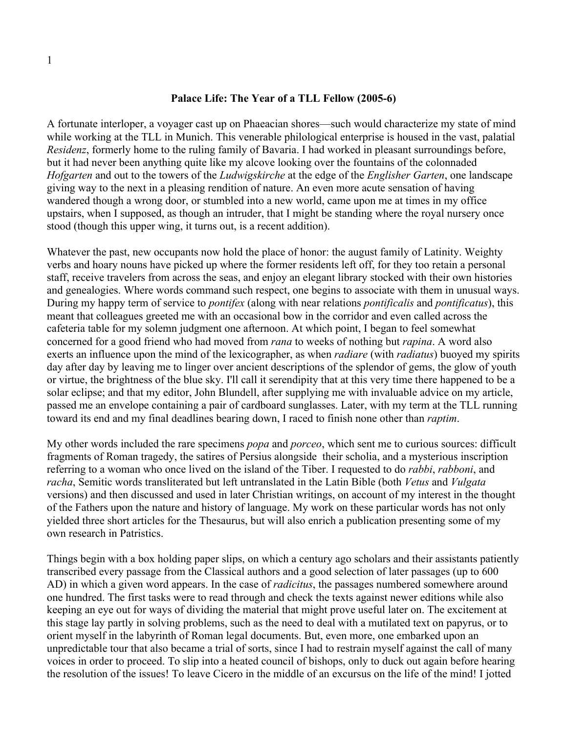**Palace Life: The Year of a TLL Fellow (2005-6)**

A fortunate interloper, a voyager cast up on Phaeacian shores—such would characterize my state of mind while working at the TLL in Munich. This venerable philological enterprise is housed in the vast, palatial *Residenz*, formerly home to the ruling family of Bavaria. I had worked in pleasant surroundings before, but it had never been anything quite like my alcove looking over the fountains of the colonnaded *Hofgarten* and out to the towers of the *Ludwigskirche* at the edge of the *Englisher Garten*, one landscape giving way to the next in a pleasing rendition of nature. An even more acute sensation of having wandered though a wrong door, or stumbled into a new world, came upon me at times in my office upstairs, when I supposed, as though an intruder, that I might be standing where the royal nursery once stood (though this upper wing, it turns out, is a recent addition).

Whatever the past, new occupants now hold the place of honor: the august family of Latinity. Weighty verbs and hoary nouns have picked up where the former residents left off, for they too retain a personal staff, receive travelers from across the seas, and enjoy an elegant library stocked with their own histories and genealogies. Where words command such respect, one begins to associate with them in unusual ways. During my happy term of service to *pontifex* (along with near relations *pontificalis* and *pontificatus*), this meant that colleagues greeted me with an occasional bow in the corridor and even called across the cafeteria table for my solemn judgment one afternoon. At which point, I began to feel somewhat concerned for a good friend who had moved from *rana* to weeks of nothing but *rapina*. A word also exerts an influence upon the mind of the lexicographer, as when *radiare* (with *radiatus*) buoyed my spirits day after day by leaving me to linger over ancient descriptions of the splendor of gems, the glow of youth or virtue, the brightness of the blue sky. I'll call it serendipity that at this very time there happened to be a solar eclipse; and that my editor, John Blundell, after supplying me with invaluable advice on my article, passed me an envelope containing a pair of cardboard sunglasses. Later, with my term at the TLL running toward its end and my final deadlines bearing down, I raced to finish none other than *raptim*.

My other words included the rare specimens *popa* and *porceo*, which sent me to curious sources: difficult fragments of Roman tragedy, the satires of Persius alongside their scholia, and a mysterious inscription referring to a woman who once lived on the island of the Tiber. I requested to do *rabbi*, *rabboni*, and *racha*, Semitic words transliterated but left untranslated in the Latin Bible (both *Vetus* and *Vulgata* versions) and then discussed and used in later Christian writings, on account of my interest in the thought of the Fathers upon the nature and history of language. My work on these particular words has not only yielded three short articles for the Thesaurus, but will also enrich a publication presenting some of my own research in Patristics.

Things begin with a box holding paper slips, on which a century ago scholars and their assistants patiently transcribed every passage from the Classical authors and a good selection of later passages (up to 600 AD) in which a given word appears. In the case of *radicitus*, the passages numbered somewhere around one hundred. The first tasks were to read through and check the texts against newer editions while also keeping an eye out for ways of dividing the material that might prove useful later on. The excitement at this stage lay partly in solving problems, such as the need to deal with a mutilated text on papyrus, or to orient myself in the labyrinth of Roman legal documents. But, even more, one embarked upon an unpredictable tour that also became a trial of sorts, since I had to restrain myself against the call of many voices in order to proceed. To slip into a heated council of bishops, only to duck out again before hearing the resolution of the issues! To leave Cicero in the middle of an excursus on the life of the mind! I jotted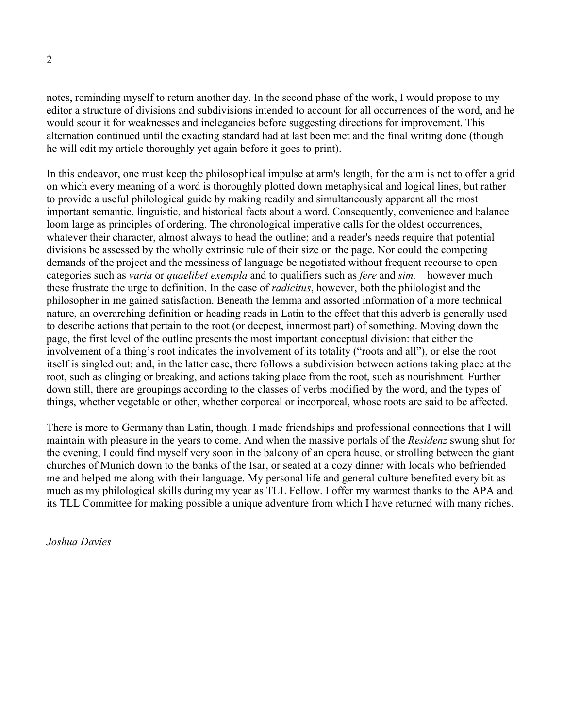notes, reminding myself to return another day. In the second phase of the work, I would propose to my editor a structure of divisions and subdivisions intended to account for all occurrences of the word, and he would scour it for weaknesses and inelegancies before suggesting directions for improvement. This alternation continued until the exacting standard had at last been met and the final writing done (though he will edit my article thoroughly yet again before it goes to print).

In this endeavor, one must keep the philosophical impulse at arm's length, for the aim is not to offer a grid on which every meaning of a word is thoroughly plotted down metaphysical and logical lines, but rather to provide a useful philological guide by making readily and simultaneously apparent all the most important semantic, linguistic, and historical facts about a word. Consequently, convenience and balance loom large as principles of ordering. The chronological imperative calls for the oldest occurrences, whatever their character, almost always to head the outline; and a reader's needs require that potential divisions be assessed by the wholly extrinsic rule of their size on the page. Nor could the competing demands of the project and the messiness of language be negotiated without frequent recourse to open categories such as *varia* or *quaelibet exempla* and to qualifiers such as *fere* and *sim.*—however much these frustrate the urge to definition. In the case of *radicitus*, however, both the philologist and the philosopher in me gained satisfaction. Beneath the lemma and assorted information of a more technical nature, an overarching definition or heading reads in Latin to the effect that this adverb is generally used to describe actions that pertain to the root (or deepest, innermost part) of something. Moving down the page, the first level of the outline presents the most important conceptual division: that either the involvement of a thing's root indicates the involvement of its totality ("roots and all"), or else the root itself is singled out; and, in the latter case, there follows a subdivision between actions taking place at the root, such as clinging or breaking, and actions taking place from the root, such as nourishment. Further down still, there are groupings according to the classes of verbs modified by the word, and the types of things, whether vegetable or other, whether corporeal or incorporeal, whose roots are said to be affected.

There is more to Germany than Latin, though. I made friendships and professional connections that I will maintain with pleasure in the years to come. And when the massive portals of the *Residenz* swung shut for the evening, I could find myself very soon in the balcony of an opera house, or strolling between the giant churches of Munich down to the banks of the Isar, or seated at a cozy dinner with locals who befriended me and helped me along with their language. My personal life and general culture benefited every bit as much as my philological skills during my year as TLL Fellow. I offer my warmest thanks to the APA and its TLL Committee for making possible a unique adventure from which I have returned with many riches.

*Joshua Davies*